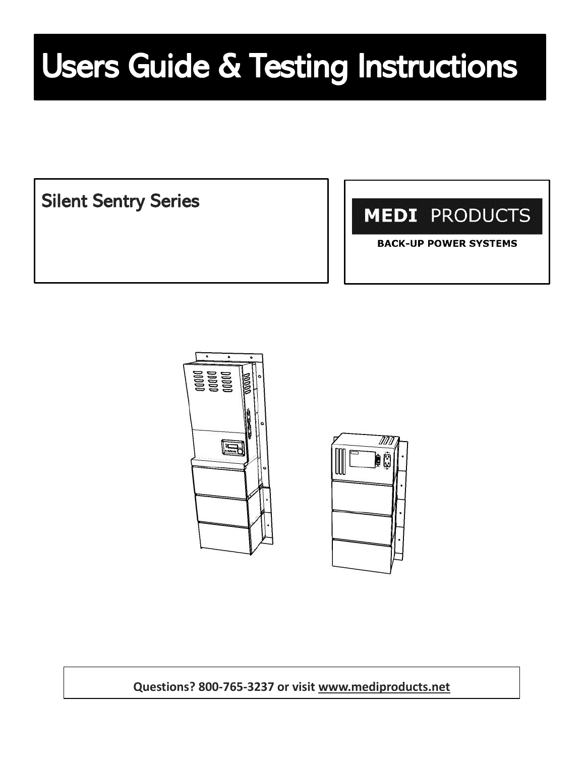# Users Guide & Testing Instructions

## Silent Sentry Series

**MEDI PRODUCTS**

**BACK-UP POWER SYSTEMS**

**Questions? 800-765-3237 or visit www.mediproducts.net**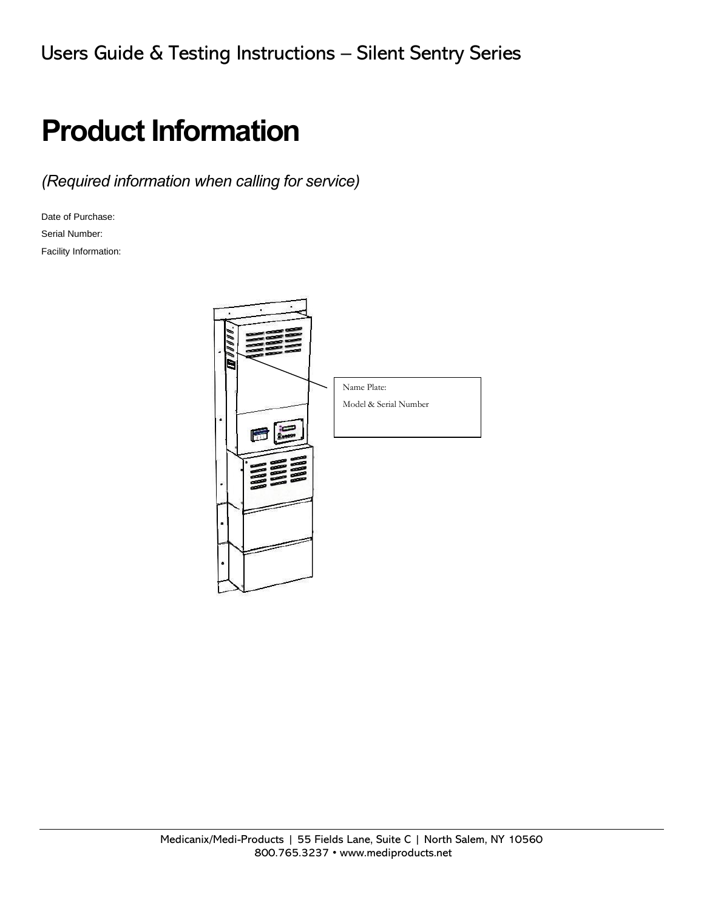# Product Information

*(Required information when calling for service)*

Date of Purchase:

Serial Number:

Facility Information:

Name Plate:

Model & Serial Number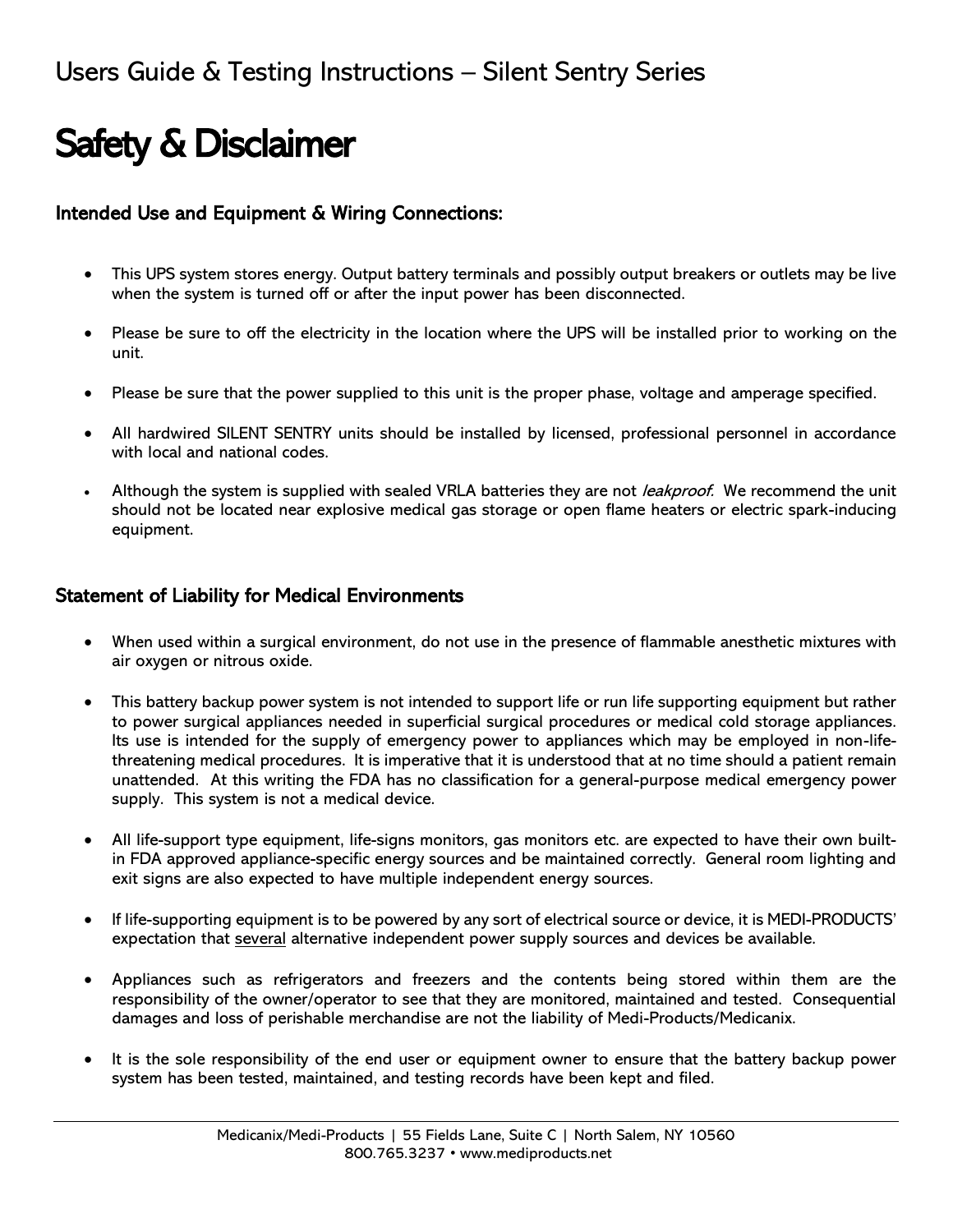# Safety & Disclaimer

### Intended Use and Equipment & Wiring Connections:

- This UPS system stores energy. Output battery terminals and possibly output breakers or outlets may be live when the system is turned off or after the input power has been disconnected.
- Please be sure to off the electricity in the location where the UPS will be installed prior to working on the unit.
- Please be sure that the power supplied to this unit is the proper phase, voltage and amperage specified.
- All hardwired SILENT SENTRY units should be installed by licensed, professional personnel in accordance with local and national codes.
- Although the system is supplied with sealed VRLA batteries they are not *leakproof*. We recommend the unit should not be located near explosive medical gas storage or open flame heaters or electric spark-inducing equipment.

### Statement of Liability for Medical Environments

- When used within a surgical environment, do not use in the presence of flammable anesthetic mixtures with air oxygen or nitrous oxide.
- This battery backup power system is not intended to support life or run life supporting equipment but rather to power surgical appliances needed in superficial surgical procedures or medical cold storage appliances. Its use is intended for the supply of emergency power to appliances which may be employed in non-life-threatening medical procedures. It is imperative that it is understood that at no time should a patient remain unattended. At this writing the FDA has no classification for a general-purpose medical emergency power supply. This system is not a medical device.
- All life-support type equipment, life-signs monitors, gas monitors etc. are expected to have their own built-in FDA approved appliance-specific energy sources and be maintained correctly. General room lighting and exit signs are also expected to have multiple independent energy sources.
- If life-supporting equipment is to be powered by any sort of electrical source or device, it is MEDI-PRODUCTS' expectation that several alternative independent power supply sources and devices be available.
- Appliances such as refrigerators and freezers and the contents being stored within them are the responsibility of the owner/operator to see that they are monitored, maintained and tested. Consequential damages and loss of perishable merchandise are not the liability of Medi-Products/Medicanix.
- It is the sole responsibility of the end user or equipment owner to ensure that the battery backup power system has been tested, maintained, and testing records have been kept and filed.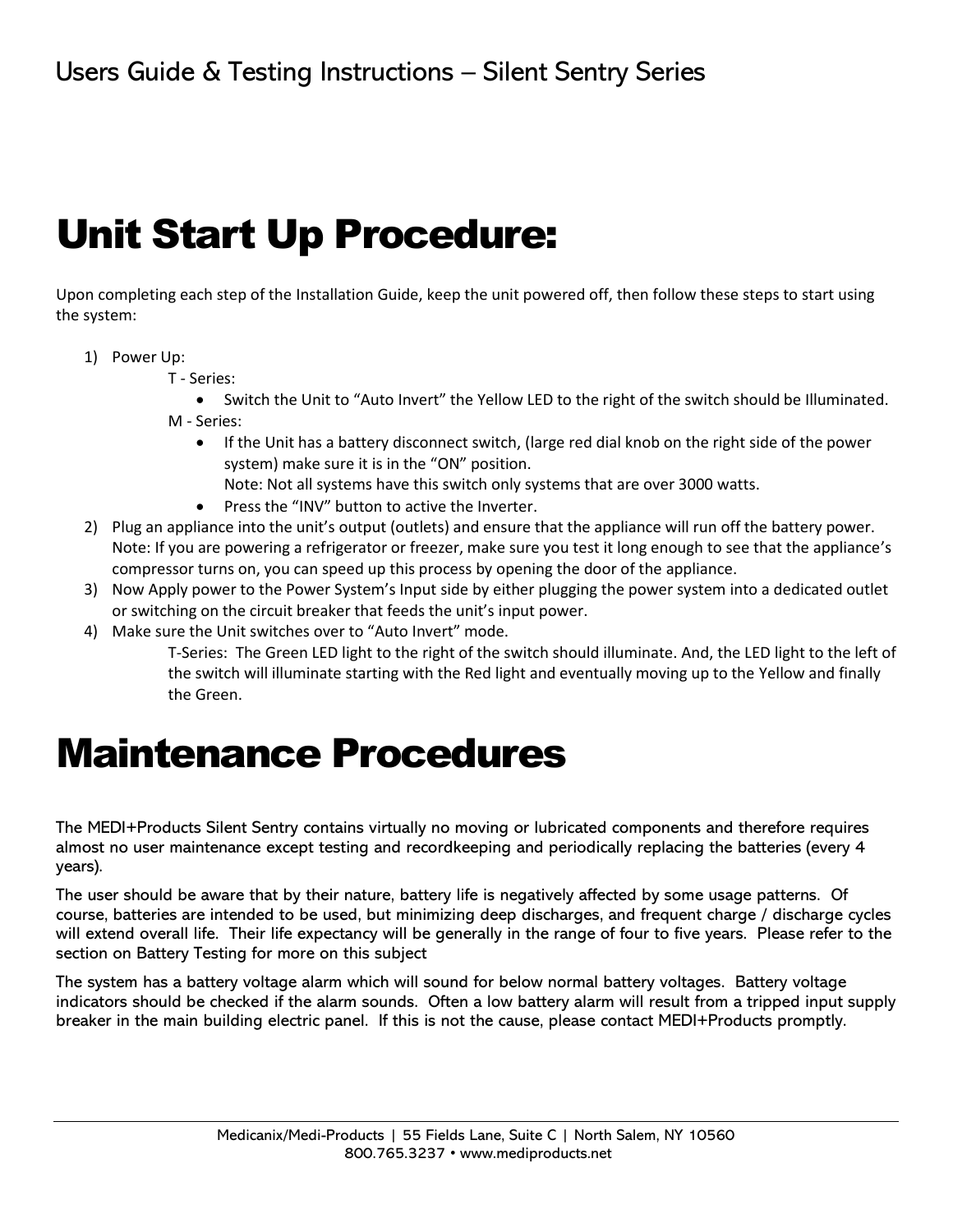# Unit Start Up Procedure:

Upon completing each step of the Installation Guide, keep the unit powered off, then follow these steps to start using the system:

1) Power Up:

    T - Series:

    - Switch the Unit to “Auto Invert” the Yellow LED to the right of the switch should be Illuminated.

    M - Series:

    - If the Unit has a battery disconnect switch, (large red dial knob on the right side of the power system) make sure it is in the “ON” position.
      Note: Not all systems have this switch only systems that are over 3000 watts.
    - Press the “INV” button to active the Inverter.

2) Plug an appliance into the unit’s output (outlets) and ensure that the appliance will run off the battery power. Note: If you are powering a refrigerator or freezer, make sure you test it long enough to see that the appliance’s compressor turns on, you can speed up this process by opening the door of the appliance.
3) Now Apply power to the Power System’s Input side by either plugging the power system into a dedicated outlet or switching on the circuit breaker that feeds the unit’s input power.
4) Make sure the Unit switches over to “Auto Invert” mode.

    T-Series: The Green LED light to the right of the switch should illuminate. And, the LED light to the left of the switch will illuminate starting with the Red light and eventually moving up to the Yellow and finally the Green.

# Maintenance Procedures

The MEDI+Products Silent Sentry contains virtually no moving or lubricated components and therefore requires almost no user maintenance except testing and recordkeeping and periodically replacing the batteries (every 4 years).

The user should be aware that by their nature, battery life is negatively affected by some usage patterns. Of course, batteries are intended to be used, but minimizing deep discharges, and frequent charge / discharge cycles will extend overall life. Their life expectancy will be generally in the range of four to five years. Please refer to the section on Battery Testing for more on this subject

The system has a battery voltage alarm which will sound for below normal battery voltages. Battery voltage indicators should be checked if the alarm sounds. Often a low battery alarm will result from a tripped input supply breaker in the main building electric panel. If this is not the cause, please contact MEDI+Products promptly.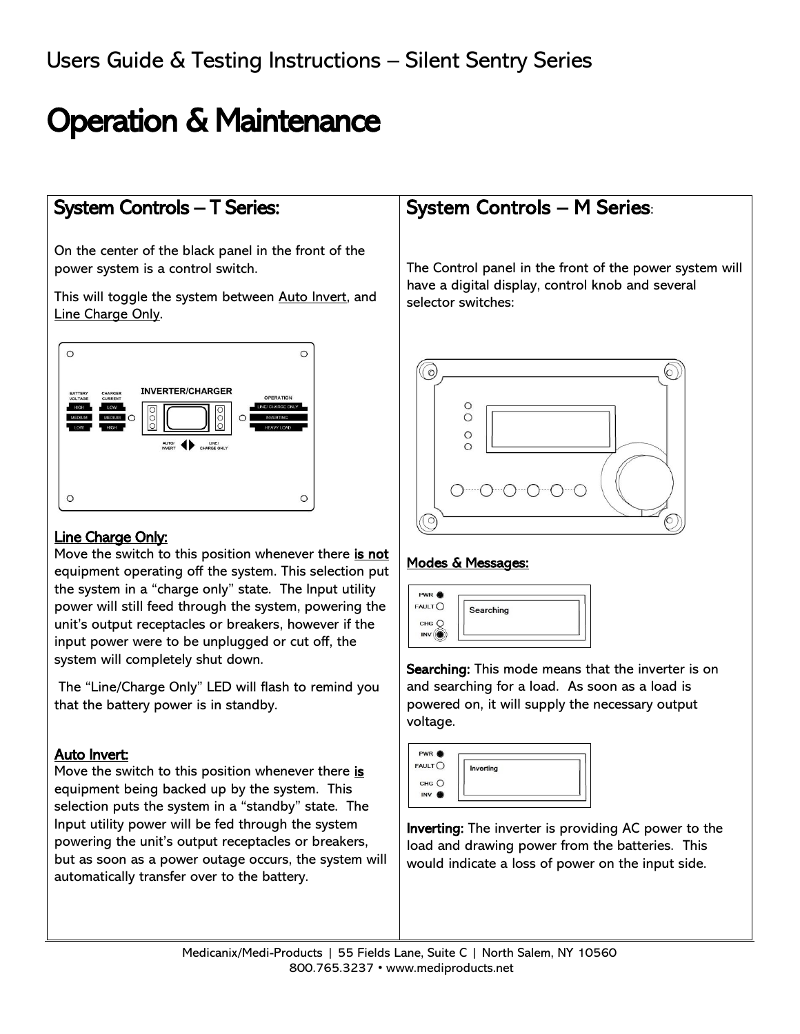Users Guide & Testing Instructions – Silent Sentry Series

# Operation & Maintenance

## System Controls – T Series:

On the center of the black panel in the front of the power system is a control switch.

This will toggle the system between Auto Invert, and Line Charge Only.

### Line Charge Only:

Move the switch to this position whenever there **is not** equipment operating off the system. This selection put the system in a "charge only" state. The Input utility power will still feed through the system, powering the unit's output receptacles or breakers, however if the input power were to be unplugged or cut off, the system will completely shut down.

The "Line/Charge Only" LED will flash to remind you that the battery power is in standby.

### Auto Invert:

Move the switch to this position whenever there **is** equipment being backed up by the system. This selection puts the system in a "standby" state. The Input utility power will be fed through the system powering the unit's output receptacles or breakers, but as soon as a power outage occurs, the system will automatically transfer over to the battery.

## System Controls – M Series:

The Control panel in the front of the power system will have a digital display, control knob and several selector switches:

### Modes & Messages:

**Searching:** This mode means that the inverter is on and searching for a load. As soon as a load is powered on, it will supply the necessary output voltage.

**Inverting:** The inverter is providing AC power to the load and drawing power from the batteries. This would indicate a loss of power on the input side.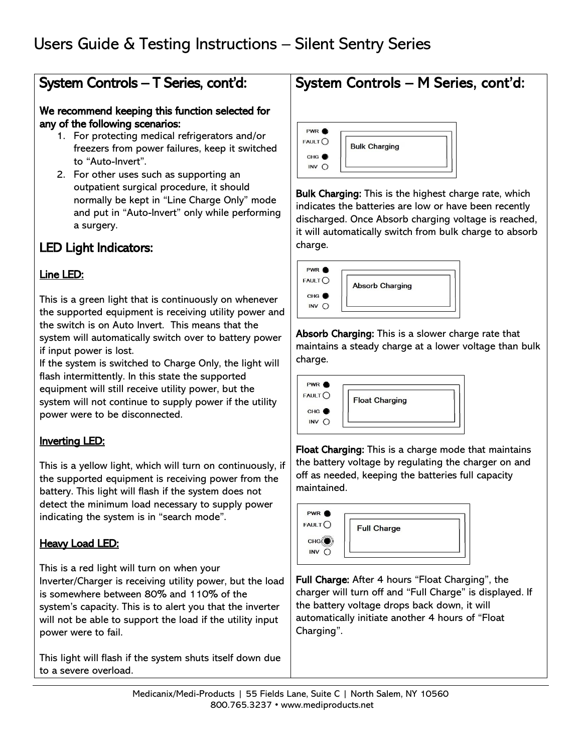# Users Guide & Testing Instructions – Silent Sentry Series

## System Controls – T Series, cont'd:

**We recommend keeping this function selected for any of the following scenarios:**

1. For protecting medical refrigerators and/or freezers from power failures, keep it switched to "Auto-Invert".
2. For other uses such as supporting an outpatient surgical procedure, it should normally be kept in "Line Charge Only" mode and put in "Auto-Invert" only while performing a surgery.

## LED Light Indicators:

### Line LED:

This is a green light that is continuously on whenever the supported equipment is receiving utility power and the switch is on Auto Invert. This means that the system will automatically switch over to battery power if input power is lost.

If the system is switched to Charge Only, the light will flash intermittently. In this state the supported equipment will still receive utility power, but the system will not continue to supply power if the utility power were to be disconnected.

### Inverting LED:

This is a yellow light, which will turn on continuously, if the supported equipment is receiving power from the battery. This light will flash if the system does not detect the minimum load necessary to supply power indicating the system is in "search mode".

### Heavy Load LED:

This is a red light will turn on when your Inverter/Charger is receiving utility power, but the load is somewhere between 80% and 110% of the system's capacity. This is to alert you that the inverter will not be able to support the load if the utility input power were to fail.

This light will flash if the system shuts itself down due to a severe overload.

## System Controls – M Series, cont'd:

PWR ● FAULT ○ CHG ● INV ○ — Bulk Charging

**Bulk Charging:** This is the highest charge rate, which indicates the batteries are low or have been recently discharged. Once Absorb charging voltage is reached, it will automatically switch from bulk charge to absorb charge.

PWR ● FAULT ○ CHG ● INV ○ — Absorb Charging

**Absorb Charging:** This is a slower charge rate that maintains a steady charge at a lower voltage than bulk charge.

PWR ● FAULT ○ CHG ● INV ○ — Float Charging

**Float Charging:** This is a charge mode that maintains the battery voltage by regulating the charger on and off as needed, keeping the batteries full capacity maintained.

PWR ● FAULT ○ CHG ◉ INV ○ — Full Charge

**Full Charge:** After 4 hours "Float Charging", the charger will turn off and "Full Charge" is displayed. If the battery voltage drops back down, it will automatically initiate another 4 hours of "Float Charging".

Medicanix/Medi-Products | 55 Fields Lane, Suite C | North Salem, NY 10560
800.765.3237 • www.mediproducts.net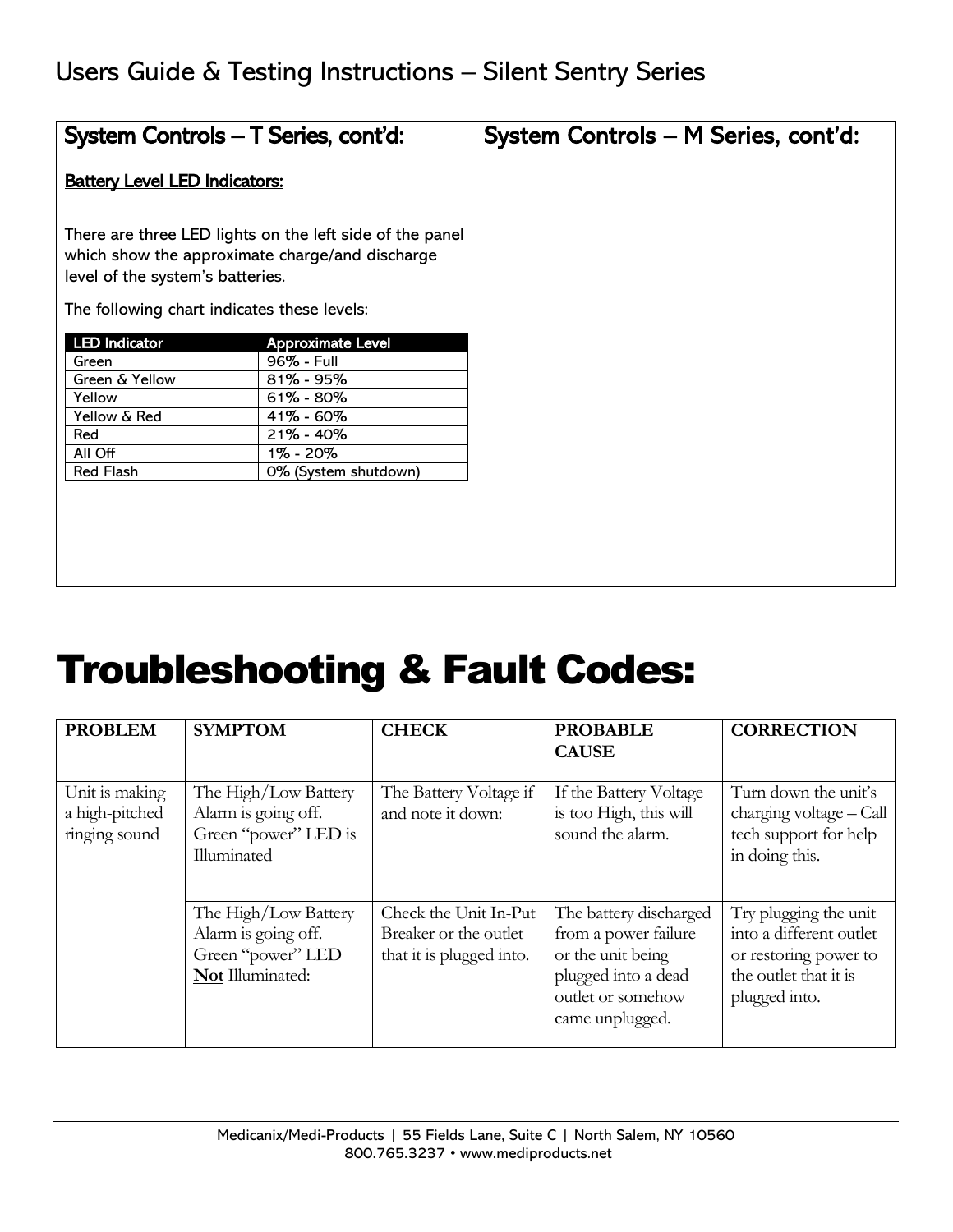## System Controls – T Series, cont'd:

**Battery Level LED Indicators:**

There are three LED lights on the left side of the panel which show the approximate charge/and discharge level of the system's batteries.

The following chart indicates these levels:

| LED Indicator | Approximate Level |
|---|---|
| Green | 96% - Full |
| Green & Yellow | 81% - 95% |
| Yellow | 61% - 80% |
| Yellow & Red | 41% - 60% |
| Red | 21% - 40% |
| All Off | 1% - 20% |
| Red Flash | 0% (System shutdown) |

## System Controls – M Series, cont'd:

# Troubleshooting & Fault Codes:

| PROBLEM | SYMPTOM | CHECK | PROBABLE CAUSE | CORRECTION |
|---|---|---|---|---|
| Unit is making a high-pitched ringing sound | The High/Low Battery Alarm is going off. Green "power" LED is Illuminated | The Battery Voltage if and note it down: | If the Battery Voltage is too High, this will sound the alarm. | Turn down the unit's charging voltage – Call tech support for help in doing this. |
| | The High/Low Battery Alarm is going off. Green "power" LED **Not** Illuminated: | Check the Unit In-Put Breaker or the outlet that it is plugged into. | The battery discharged from a power failure or the unit being plugged into a dead outlet or somehow came unplugged. | Try plugging the unit into a different outlet or restoring power to the outlet that it is plugged into. |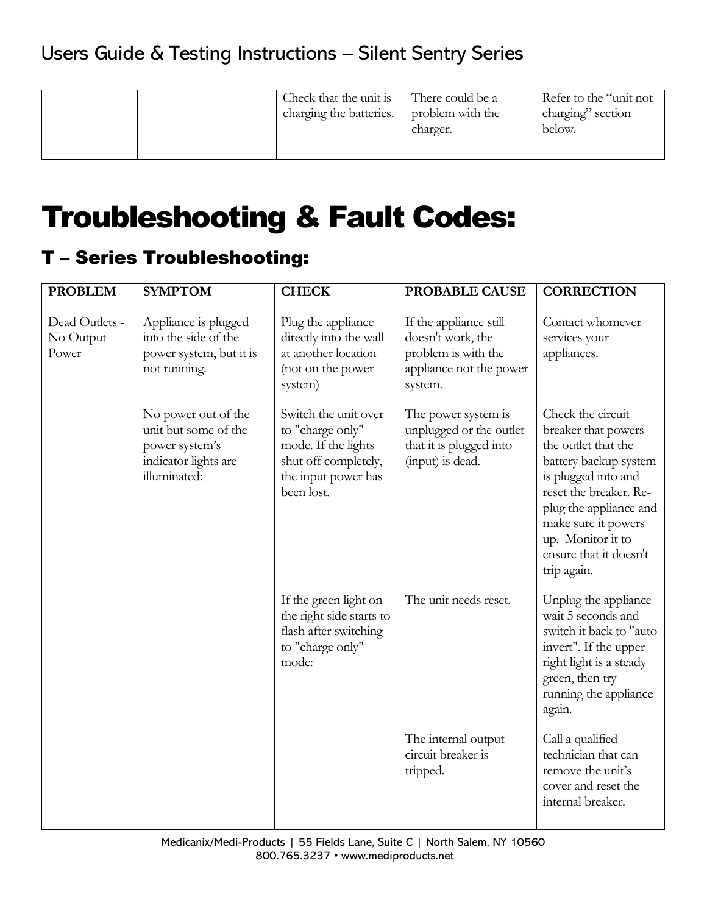| | | Check that the unit is charging the batteries. | There could be a problem with the charger. | Refer to the "unit not charging" section below. |
|---|---|---|---|---|

# Troubleshooting & Fault Codes:

## T – Series Troubleshooting:

| PROBLEM | SYMPTOM | CHECK | PROBABLE CAUSE | CORRECTION |
|---|---|---|---|---|
| Dead Outlets - No Output Power | Appliance is plugged into the side of the power system, but it is not running. | Plug the appliance directly into the wall at another location (not on the power system) | If the appliance still doesn't work, the problem is with the appliance not the power system. | Contact whomever services your appliances. |
| | No power out of the unit but some of the power system's indicator lights are illuminated: | Switch the unit over to "charge only" mode. If the lights shut off completely, the input power has been lost. | The power system is unplugged or the outlet that it is plugged into (input) is dead. | Check the circuit breaker that powers the outlet that the battery backup system is plugged into and reset the breaker. Re-plug the appliance and make sure it powers up. Monitor it to ensure that it doesn't trip again. |
| | | If the green light on the right side starts to flash after switching to "charge only" mode: | The unit needs reset. | Unplug the appliance wait 5 seconds and switch it back to "auto invert". If the upper right light is a steady green, then try running the appliance again. |
| | | | The internal output circuit breaker is tripped. | Call a qualified technician that can remove the unit's cover and reset the internal breaker. |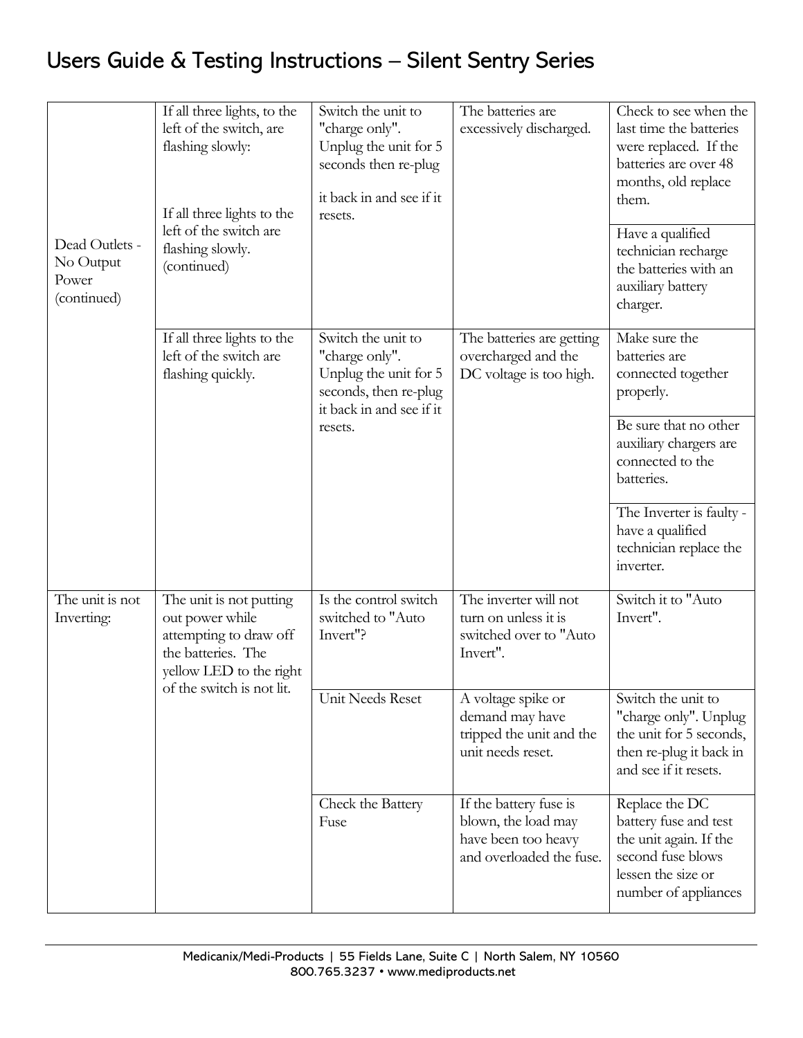| | | | | |
|---|---|---|---|---|
| Dead Outlets - No Output Power (continued) | If all three lights, to the left of the switch, are flashing slowly: | Switch the unit to "charge only". Unplug the unit for 5 seconds then re-plug it back in and see if it resets. | The batteries are excessively discharged. | Check to see when the last time the batteries were replaced. If the batteries are over 48 months, old replace them. |
| | If all three lights to the left of the switch are flashing slowly. (continued) | | | Have a qualified technician recharge the batteries with an auxiliary battery charger. |
| | If all three lights to the left of the switch are flashing quickly. | Switch the unit to "charge only". Unplug the unit for 5 seconds, then re-plug it back in and see if it resets. | The batteries are getting overcharged and the DC voltage is too high. | Make sure the batteries are connected together properly. |
| | | | | Be sure that no other auxiliary chargers are connected to the batteries. |
| | | | | The Inverter is faulty - have a qualified technician replace the inverter. |
| The unit is not Inverting: | The unit is not putting out power while attempting to draw off the batteries. The yellow LED to the right of the switch is not lit. | Is the control switch switched to "Auto Invert"? | The inverter will not turn on unless it is switched over to "Auto Invert". | Switch it to "Auto Invert". |
| | | Unit Needs Reset | A voltage spike or demand may have tripped the unit and the unit needs reset. | Switch the unit to "charge only". Unplug the unit for 5 seconds, then re-plug it back in and see if it resets. |
| | | Check the Battery Fuse | If the battery fuse is blown, the load may have been too heavy and overloaded the fuse. | Replace the DC battery fuse and test the unit again. If the second fuse blows lessen the size or number of appliances |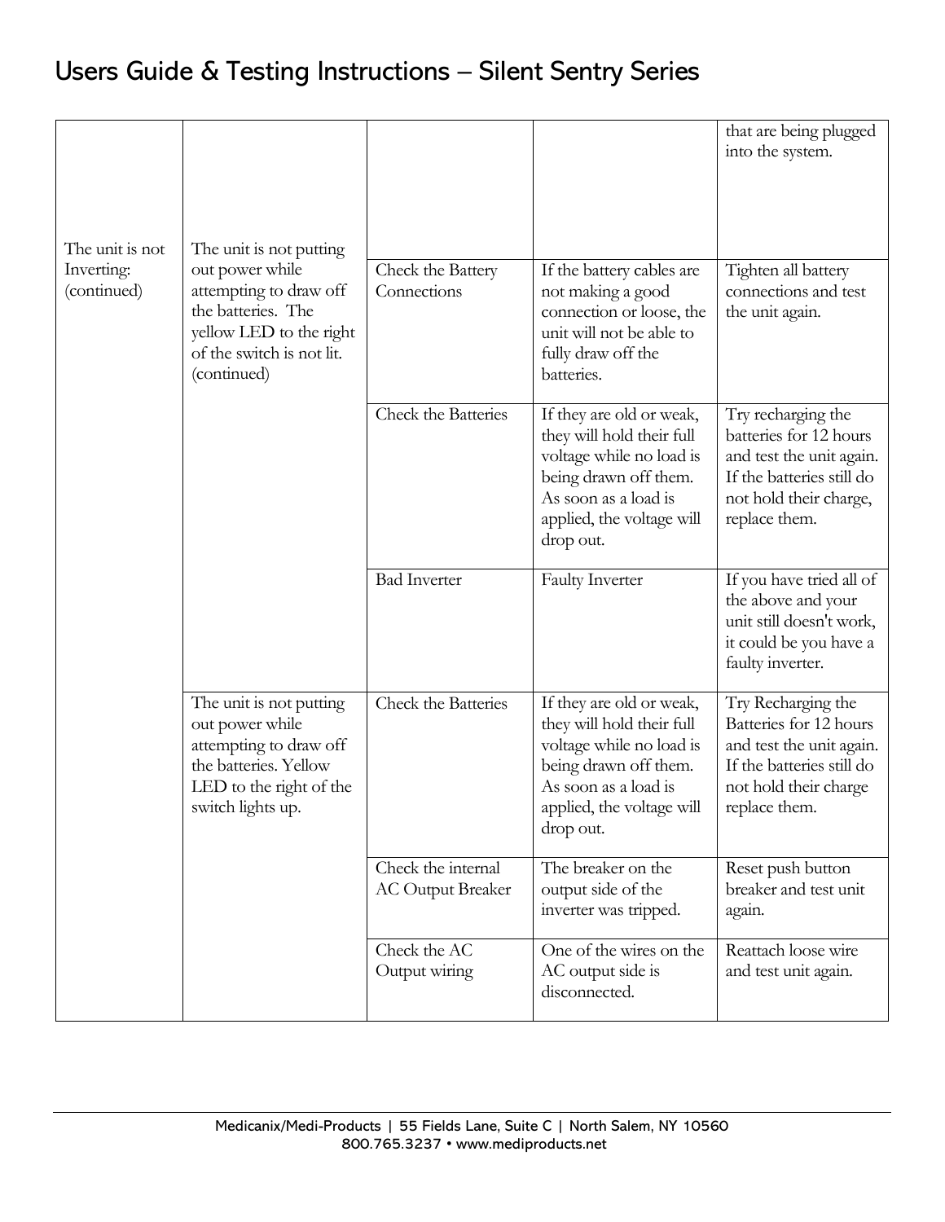| The unit is not Inverting: (continued) | The unit is not putting out power while attempting to draw off the batteries. The yellow LED to the right of the switch is not lit. (continued) | | | that are being plugged into the system. |
|---|---|---|---|---|
| | | Check the Battery Connections | If the battery cables are not making a good connection or loose, the unit will not be able to fully draw off the batteries. | Tighten all battery connections and test the unit again. |
| | | Check the Batteries | If they are old or weak, they will hold their full voltage while no load is being drawn off them. As soon as a load is applied, the voltage will drop out. | Try recharging the batteries for 12 hours and test the unit again. If the batteries still do not hold their charge, replace them. |
| | | Bad Inverter | Faulty Inverter | If you have tried all of the above and your unit still doesn't work, it could be you have a faulty inverter. |
| | The unit is not putting out power while attempting to draw off the batteries. Yellow LED to the right of the switch lights up. | Check the Batteries | If they are old or weak, they will hold their full voltage while no load is being drawn off them. As soon as a load is applied, the voltage will drop out. | Try Recharging the Batteries for 12 hours and test the unit again. If the batteries still do not hold their charge replace them. |
| | | Check the internal AC Output Breaker | The breaker on the output side of the inverter was tripped. | Reset push button breaker and test unit again. |
| | | Check the AC Output wiring | One of the wires on the AC output side is disconnected. | Reattach loose wire and test unit again. |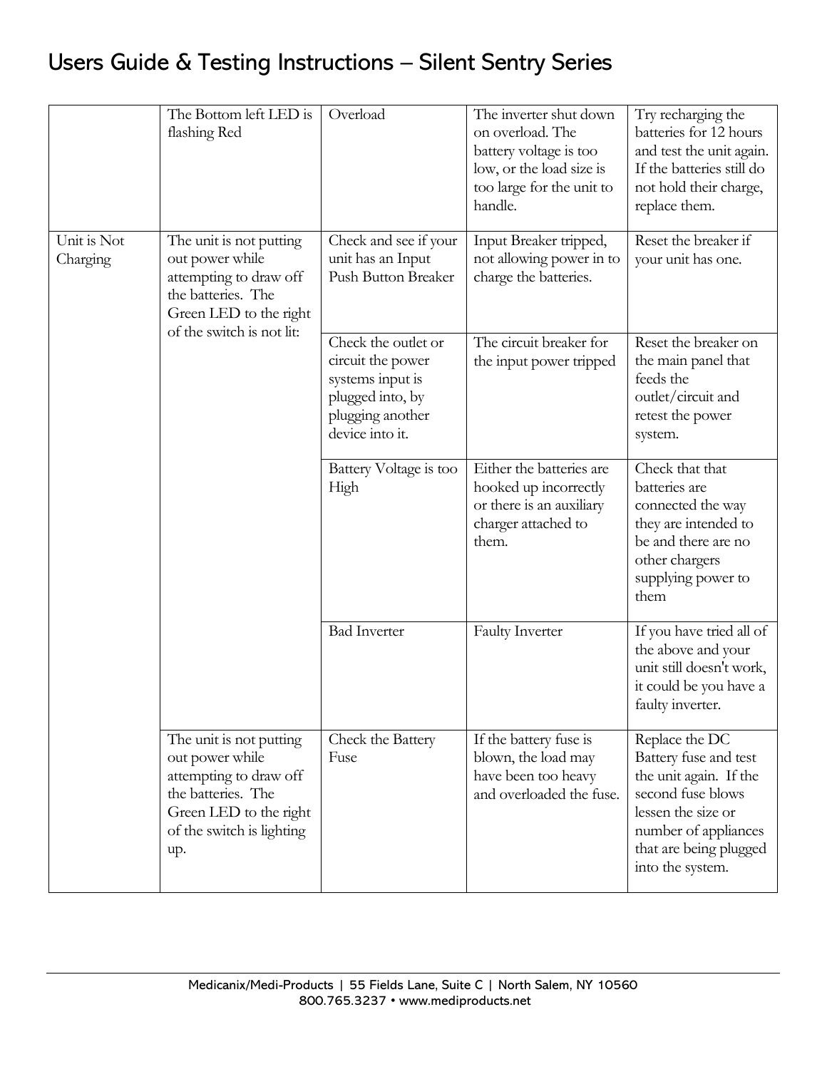# Users Guide & Testing Instructions – Silent Sentry Series

| | | | | |
|---|---|---|---|---|
| | The Bottom left LED is flashing Red | Overload | The inverter shut down on overload. The battery voltage is too low, or the load size is too large for the unit to handle. | Try recharging the batteries for 12 hours and test the unit again. If the batteries still do not hold their charge, replace them. |
| Unit is Not Charging | The unit is not putting out power while attempting to draw off the batteries. The Green LED to the right of the switch is not lit: | Check and see if your unit has an Input Push Button Breaker | Input Breaker tripped, not allowing power in to charge the batteries. | Reset the breaker if your unit has one. |
| | | Check the outlet or circuit the power systems input is plugged into, by plugging another device into it. | The circuit breaker for the input power tripped | Reset the breaker on the main panel that feeds the outlet/circuit and retest the power system. |
| | | Battery Voltage is too High | Either the batteries are hooked up incorrectly or there is an auxiliary charger attached to them. | Check that that batteries are connected the way they are intended to be and there are no other chargers supplying power to them |
| | | Bad Inverter | Faulty Inverter | If you have tried all of the above and your unit still doesn't work, it could be you have a faulty inverter. |
| | The unit is not putting out power while attempting to draw off the batteries. The Green LED to the right of the switch is lighting up. | Check the Battery Fuse | If the battery fuse is blown, the load may have been too heavy and overloaded the fuse. | Replace the DC Battery fuse and test the unit again. If the second fuse blows lessen the size or number of appliances that are being plugged into the system. |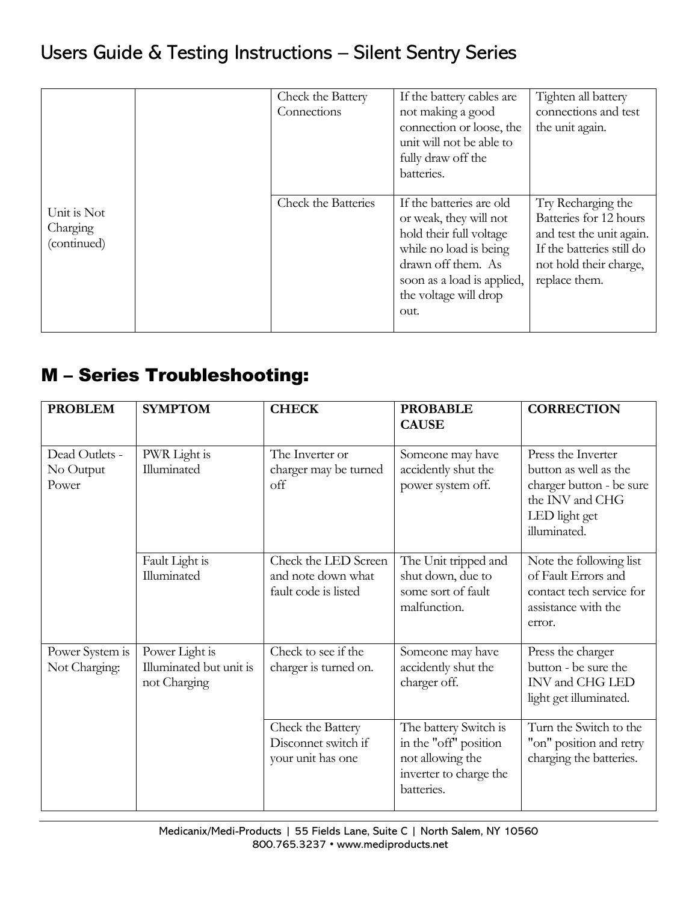| | | | | |
|---|---|---|---|---|
| Unit is Not Charging (continued) | | Check the Battery Connections | If the battery cables are not making a good connection or loose, the unit will not be able to fully draw off the batteries. | Tighten all battery connections and test the unit again. |
| | | Check the Batteries | If the batteries are old or weak, they will not hold their full voltage while no load is being drawn off them. As soon as a load is applied, the voltage will drop out. | Try Recharging the Batteries for 12 hours and test the unit again. If the batteries still do not hold their charge, replace them. |

## M – Series Troubleshooting:

| PROBLEM | SYMPTOM | CHECK | PROBABLE CAUSE | CORRECTION |
|---|---|---|---|---|
| Dead Outlets - No Output Power | PWR Light is Illuminated | The Inverter or charger may be turned off | Someone may have accidently shut the power system off. | Press the Inverter button as well as the charger button - be sure the INV and CHG LED light get illuminated. |
| | Fault Light is Illuminated | Check the LED Screen and note down what fault code is listed | The Unit tripped and shut down, due to some sort of fault malfunction. | Note the following list of Fault Errors and contact tech service for assistance with the error. |
| Power System is Not Charging: | Power Light is Illuminated but unit is not Charging | Check to see if the charger is turned on. | Someone may have accidently shut the charger off. | Press the charger button - be sure the INV and CHG LED light get illuminated. |
| | | Check the Battery Disconnet switch if your unit has one | The battery Switch is in the "off" position not allowing the inverter to charge the batteries. | Turn the Switch to the "on" position and retry charging the batteries. |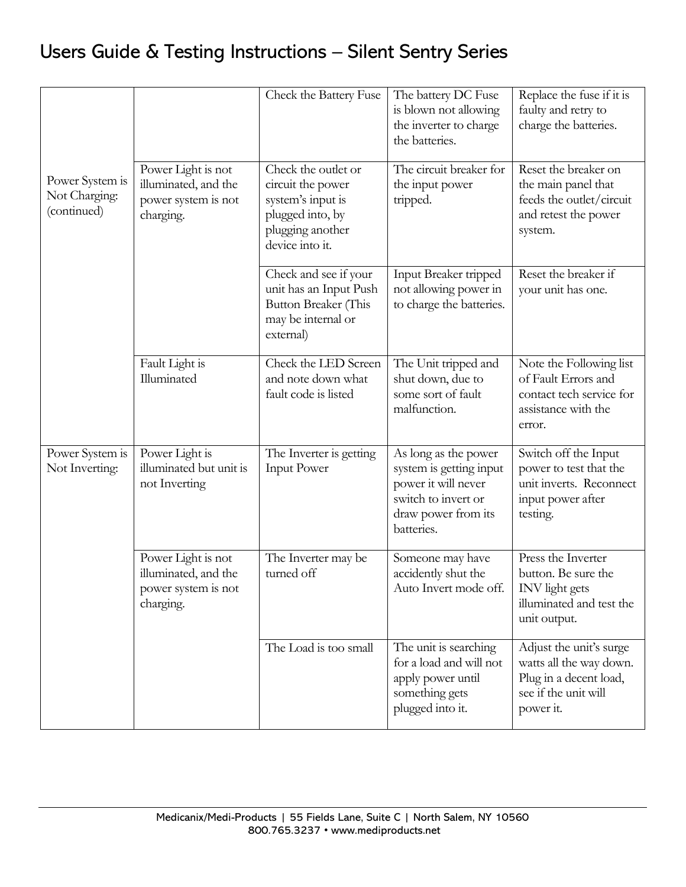# Users Guide & Testing Instructions – Silent Sentry Series

| | | | | |
|---|---|---|---|---|
| Power System is Not Charging: (continued) | | Check the Battery Fuse | The battery DC Fuse is blown not allowing the inverter to charge the batteries. | Replace the fuse if it is faulty and retry to charge the batteries. |
| | Power Light is not illuminated, and the power system is not charging. | Check the outlet or circuit the power system's input is plugged into, by plugging another device into it. | The circuit breaker for the input power tripped. | Reset the breaker on the main panel that feeds the outlet/circuit and retest the power system. |
| | | Check and see if your unit has an Input Push Button Breaker (This may be internal or external) | Input Breaker tripped not allowing power in to charge the batteries. | Reset the breaker if your unit has one. |
| | Fault Light is Illuminated | Check the LED Screen and note down what fault code is listed | The Unit tripped and shut down, due to some sort of fault malfunction. | Note the Following list of Fault Errors and contact tech service for assistance with the error. |
| Power System is Not Inverting: | Power Light is illuminated but unit is not Inverting | The Inverter is getting Input Power | As long as the power system is getting input power it will never switch to invert or draw power from its batteries. | Switch off the Input power to test that the unit inverts. Reconnect input power after testing. |
| | Power Light is not illuminated, and the power system is not charging. | The Inverter may be turned off | Someone may have accidently shut the Auto Invert mode off. | Press the Inverter button. Be sure the INV light gets illuminated and test the unit output. |
| | | The Load is too small | The unit is searching for a load and will not apply power until something gets plugged into it. | Adjust the unit's surge watts all the way down. Plug in a decent load, see if the unit will power it. |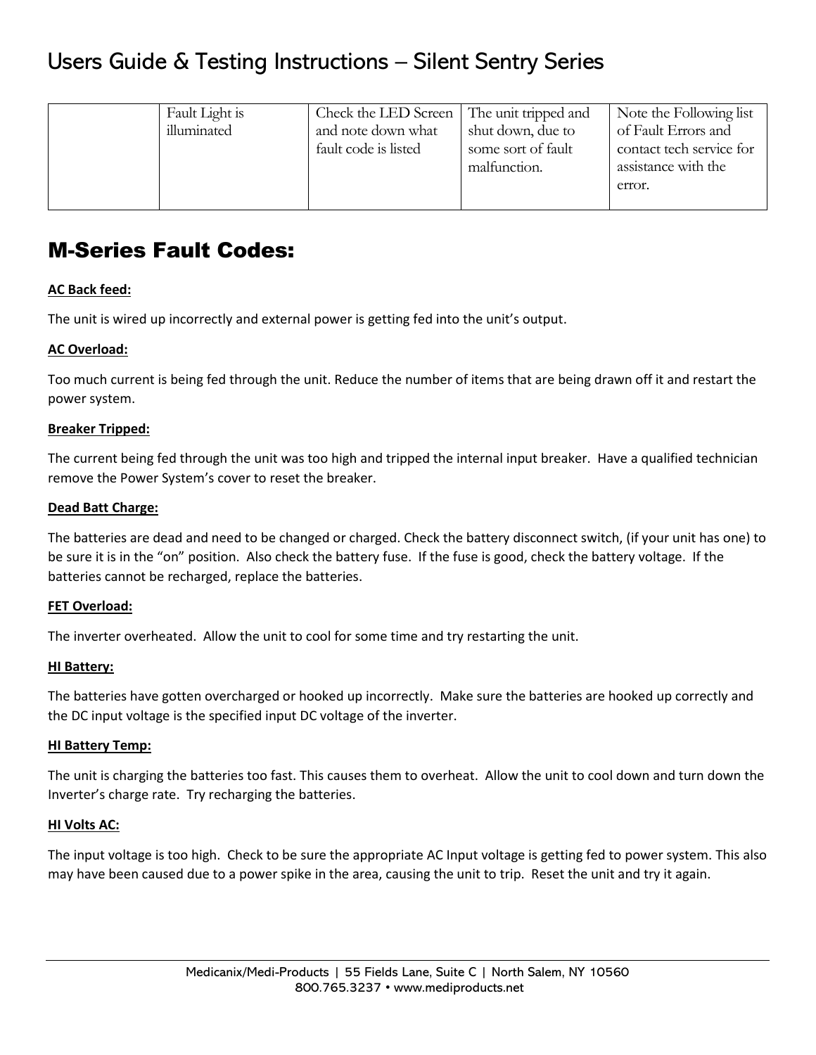| | Fault Light is illuminated | Check the LED Screen and note down what fault code is listed | The unit tripped and shut down, due to some sort of fault malfunction. | Note the Following list of Fault Errors and contact tech service for assistance with the error. |
|---|---|---|---|---|

# M-Series Fault Codes:

**AC Back feed:**

The unit is wired up incorrectly and external power is getting fed into the unit's output.

**AC Overload:**

Too much current is being fed through the unit. Reduce the number of items that are being drawn off it and restart the power system.

**Breaker Tripped:**

The current being fed through the unit was too high and tripped the internal input breaker. Have a qualified technician remove the Power System's cover to reset the breaker.

**Dead Batt Charge:**

The batteries are dead and need to be changed or charged. Check the battery disconnect switch, (if your unit has one) to be sure it is in the "on" position. Also check the battery fuse. If the fuse is good, check the battery voltage. If the batteries cannot be recharged, replace the batteries.

**FET Overload:**

The inverter overheated. Allow the unit to cool for some time and try restarting the unit.

**HI Battery:**

The batteries have gotten overcharged or hooked up incorrectly. Make sure the batteries are hooked up correctly and the DC input voltage is the specified input DC voltage of the inverter.

**HI Battery Temp:**

The unit is charging the batteries too fast. This causes them to overheat. Allow the unit to cool down and turn down the Inverter's charge rate. Try recharging the batteries.

**HI Volts AC:**

The input voltage is too high. Check to be sure the appropriate AC Input voltage is getting fed to power system. This also may have been caused due to a power spike in the area, causing the unit to trip. Reset the unit and try it again.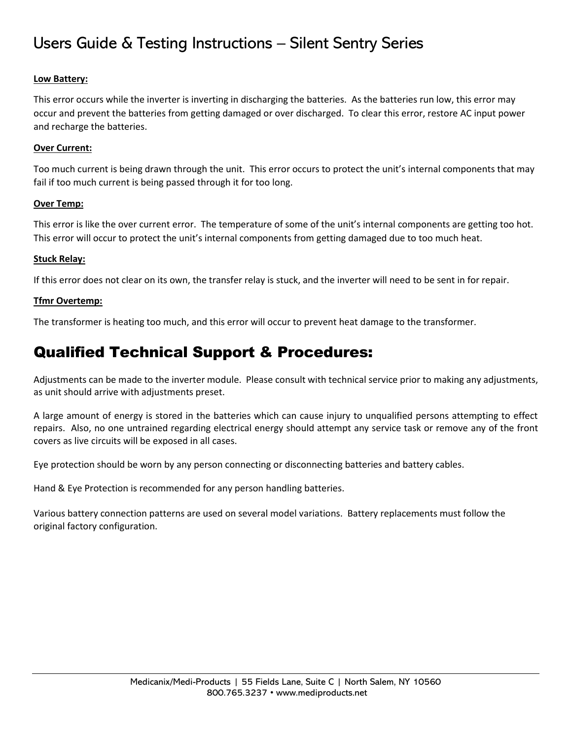**Low Battery:**

This error occurs while the inverter is inverting in discharging the batteries. As the batteries run low, this error may occur and prevent the batteries from getting damaged or over discharged. To clear this error, restore AC input power and recharge the batteries.

**Over Current:**

Too much current is being drawn through the unit. This error occurs to protect the unit's internal components that may fail if too much current is being passed through it for too long.

**Over Temp:**

This error is like the over current error. The temperature of some of the unit's internal components are getting too hot. This error will occur to protect the unit's internal components from getting damaged due to too much heat.

**Stuck Relay:**

If this error does not clear on its own, the transfer relay is stuck, and the inverter will need to be sent in for repair.

**Tfmr Overtemp:**

The transformer is heating too much, and this error will occur to prevent heat damage to the transformer.

## Qualified Technical Support & Procedures:

Adjustments can be made to the inverter module. Please consult with technical service prior to making any adjustments, as unit should arrive with adjustments preset.

A large amount of energy is stored in the batteries which can cause injury to unqualified persons attempting to effect repairs. Also, no one untrained regarding electrical energy should attempt any service task or remove any of the front covers as live circuits will be exposed in all cases.

Eye protection should be worn by any person connecting or disconnecting batteries and battery cables.

Hand & Eye Protection is recommended for any person handling batteries.

Various battery connection patterns are used on several model variations. Battery replacements must follow the original factory configuration.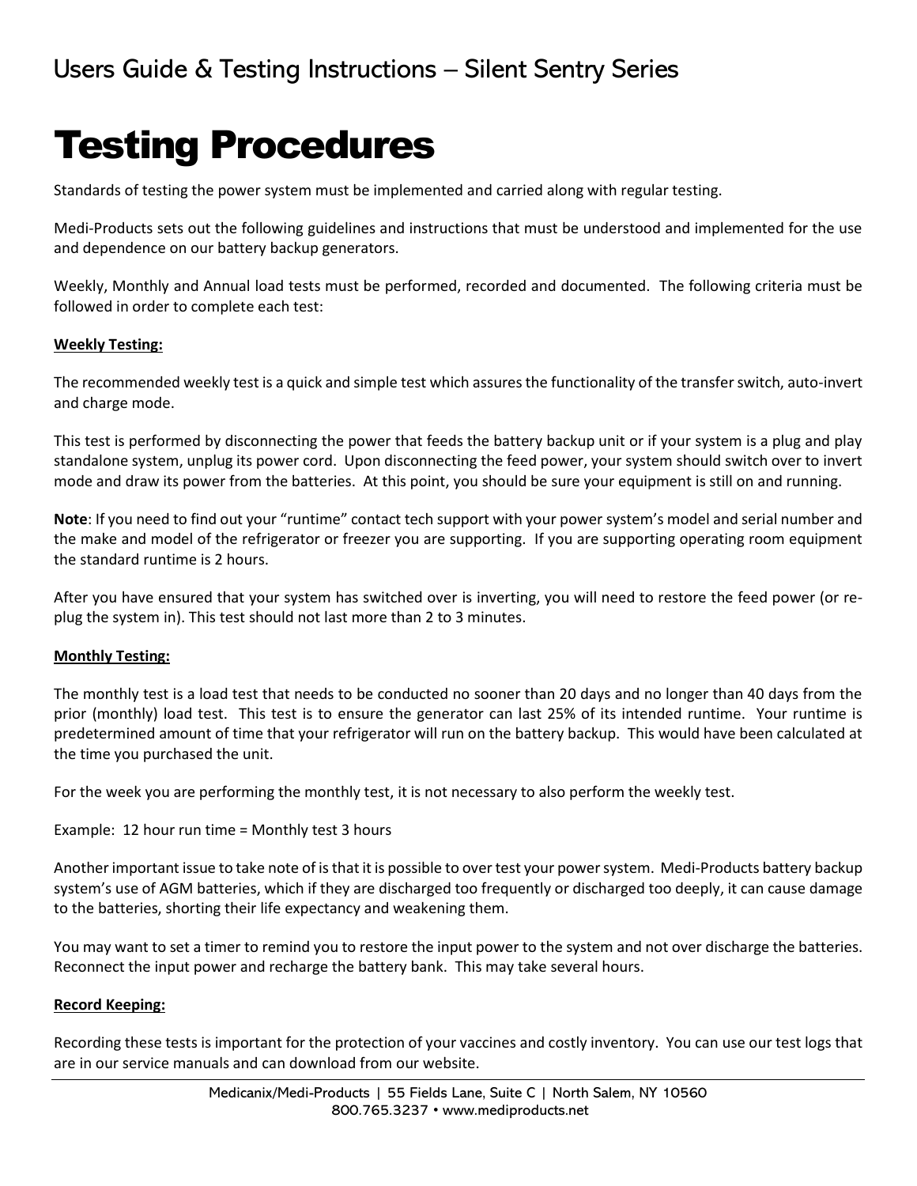# Testing Procedures

Standards of testing the power system must be implemented and carried along with regular testing.

Medi-Products sets out the following guidelines and instructions that must be understood and implemented for the use and dependence on our battery backup generators.

Weekly, Monthly and Annual load tests must be performed, recorded and documented. The following criteria must be followed in order to complete each test:

**Weekly Testing:**

The recommended weekly test is a quick and simple test which assures the functionality of the transfer switch, auto-invert and charge mode.

This test is performed by disconnecting the power that feeds the battery backup unit or if your system is a plug and play standalone system, unplug its power cord. Upon disconnecting the feed power, your system should switch over to invert mode and draw its power from the batteries. At this point, you should be sure your equipment is still on and running.

**Note**: If you need to find out your "runtime" contact tech support with your power system's model and serial number and the make and model of the refrigerator or freezer you are supporting. If you are supporting operating room equipment the standard runtime is 2 hours.

After you have ensured that your system has switched over is inverting, you will need to restore the feed power (or re-plug the system in). This test should not last more than 2 to 3 minutes.

**Monthly Testing:**

The monthly test is a load test that needs to be conducted no sooner than 20 days and no longer than 40 days from the prior (monthly) load test. This test is to ensure the generator can last 25% of its intended runtime. Your runtime is predetermined amount of time that your refrigerator will run on the battery backup. This would have been calculated at the time you purchased the unit.

For the week you are performing the monthly test, it is not necessary to also perform the weekly test.

Example: 12 hour run time = Monthly test 3 hours

Another important issue to take note of is that it is possible to over test your power system. Medi-Products battery backup system's use of AGM batteries, which if they are discharged too frequently or discharged too deeply, it can cause damage to the batteries, shorting their life expectancy and weakening them.

You may want to set a timer to remind you to restore the input power to the system and not over discharge the batteries. Reconnect the input power and recharge the battery bank. This may take several hours.

**Record Keeping:**

Recording these tests is important for the protection of your vaccines and costly inventory. You can use our test logs that are in our service manuals and can download from our website.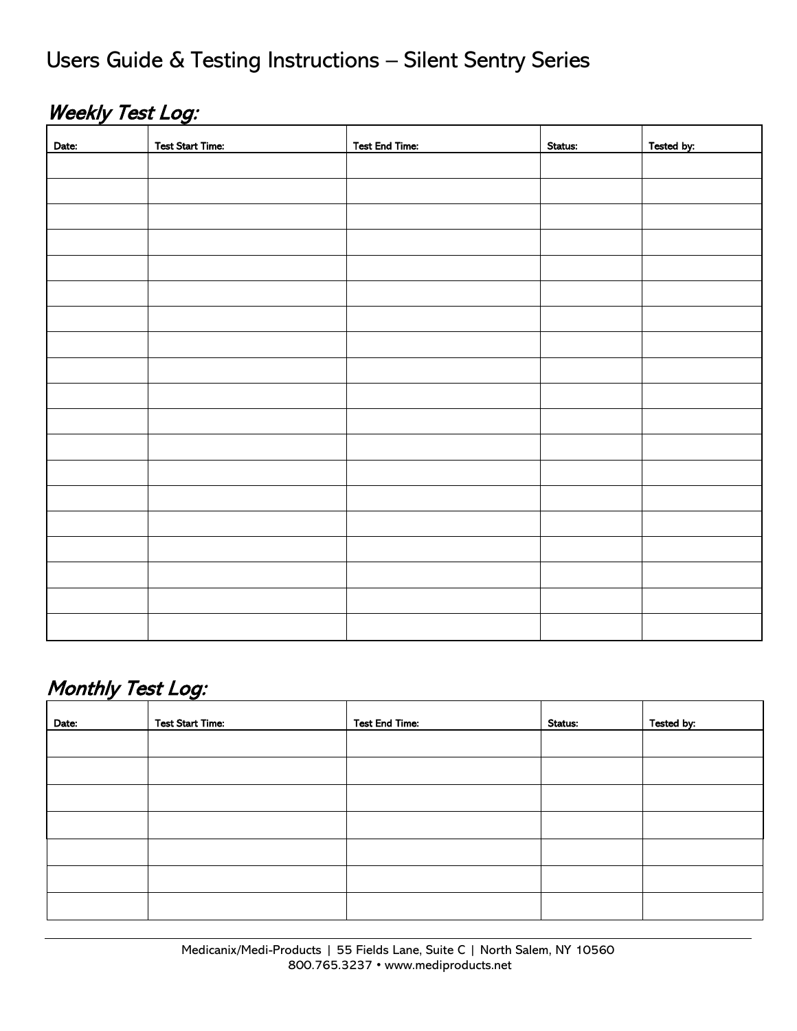## *Weekly Test Log:*

| Date: | Test Start Time: | Test End Time: | Status: | Tested by: |
| --- | --- | --- | --- | --- |
| | | | | |
| | | | | |
| | | | | |
| | | | | |
| | | | | |
| | | | | |
| | | | | |
| | | | | |
| | | | | |
| | | | | |
| | | | | |
| | | | | |
| | | | | |
| | | | | |
| | | | | |
| | | | | |
| | | | | |
| | | | | |
| | | | | |

## *Monthly Test Log:*

| Date: | Test Start Time: | Test End Time: | Status: | Tested by: |
| --- | --- | --- | --- | --- |
| | | | | |
| | | | | |
| | | | | |
| | | | | |
| | | | | |
| | | | | |
| | | | | |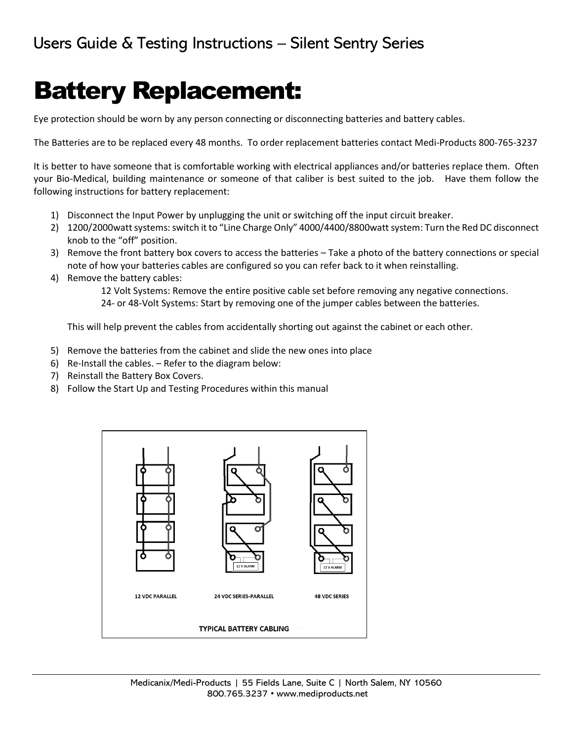# Battery Replacement:

Eye protection should be worn by any person connecting or disconnecting batteries and battery cables.

The Batteries are to be replaced every 48 months. To order replacement batteries contact Medi-Products 800-765-3237

It is better to have someone that is comfortable working with electrical appliances and/or batteries replace them. Often your Bio-Medical, building maintenance or someone of that caliber is best suited to the job. Have them follow the following instructions for battery replacement:

1) Disconnect the Input Power by unplugging the unit or switching off the input circuit breaker.
2) 1200/2000watt systems: switch it to "Line Charge Only" 4000/4400/8800watt system: Turn the Red DC disconnect knob to the "off" position.
3) Remove the front battery box covers to access the batteries – Take a photo of the battery connections or special note of how your batteries cables are configured so you can refer back to it when reinstalling.
4) Remove the battery cables:

   12 Volt Systems: Remove the entire positive cable set before removing any negative connections.

   24- or 48-Volt Systems: Start by removing one of the jumper cables between the batteries.

   This will help prevent the cables from accidentally shorting out against the cabinet or each other.

5) Remove the batteries from the cabinet and slide the new ones into place
6) Re-Install the cables. – Refer to the diagram below:
7) Reinstall the Battery Box Covers.
8) Follow the Start Up and Testing Procedures within this manual

12 VDC PARALLEL | 24 VDC SERIES-PARALLEL | 48 VDC SERIES

12 V ALARM

TYPICAL BATTERY CABLING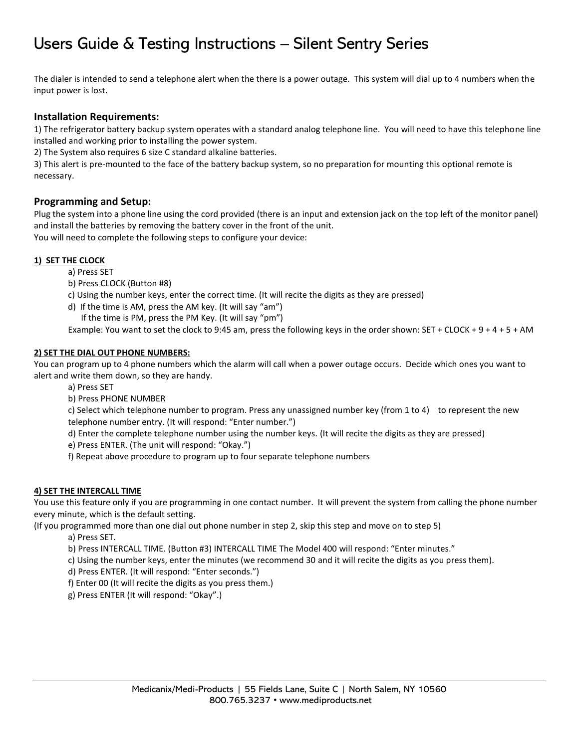# Users Guide & Testing Instructions – Silent Sentry Series

The dialer is intended to send a telephone alert when the there is a power outage. This system will dial up to 4 numbers when the input power is lost.

### Installation Requirements:

1) The refrigerator battery backup system operates with a standard analog telephone line. You will need to have this telephone line installed and working prior to installing the power system.
2) The System also requires 6 size C standard alkaline batteries.
3) This alert is pre-mounted to the face of the battery backup system, so no preparation for mounting this optional remote is necessary.

### Programming and Setup:

Plug the system into a phone line using the cord provided (there is an input and extension jack on the top left of the monitor panel) and install the batteries by removing the battery cover in the front of the unit.
You will need to complete the following steps to configure your device:

**1) SET THE CLOCK**

a) Press SET
b) Press CLOCK (Button #8)
c) Using the number keys, enter the correct time. (It will recite the digits as they are pressed)
d) If the time is AM, press the AM key. (It will say "am")
   If the time is PM, press the PM Key. (It will say "pm")
Example: You want to set the clock to 9:45 am, press the following keys in the order shown: SET + CLOCK + 9 + 4 + 5 + AM

**2) SET THE DIAL OUT PHONE NUMBERS:**

You can program up to 4 phone numbers which the alarm will call when a power outage occurs. Decide which ones you want to alert and write them down, so they are handy.

a) Press SET
b) Press PHONE NUMBER
c) Select which telephone number to program. Press any unassigned number key (from 1 to 4) to represent the new telephone number entry. (It will respond: "Enter number.")
d) Enter the complete telephone number using the number keys. (It will recite the digits as they are pressed)
e) Press ENTER. (The unit will respond: "Okay.")
f) Repeat above procedure to program up to four separate telephone numbers

**4) SET THE INTERCALL TIME**

You use this feature only if you are programming in one contact number. It will prevent the system from calling the phone number every minute, which is the default setting.
(If you programmed more than one dial out phone number in step 2, skip this step and move on to step 5)

a) Press SET.
b) Press INTERCALL TIME. (Button #3) INTERCALL TIME The Model 400 will respond: "Enter minutes."
c) Using the number keys, enter the minutes (we recommend 30 and it will recite the digits as you press them).
d) Press ENTER. (It will respond: "Enter seconds.")
f) Enter 00 (It will recite the digits as you press them.)
g) Press ENTER (It will respond: "Okay".)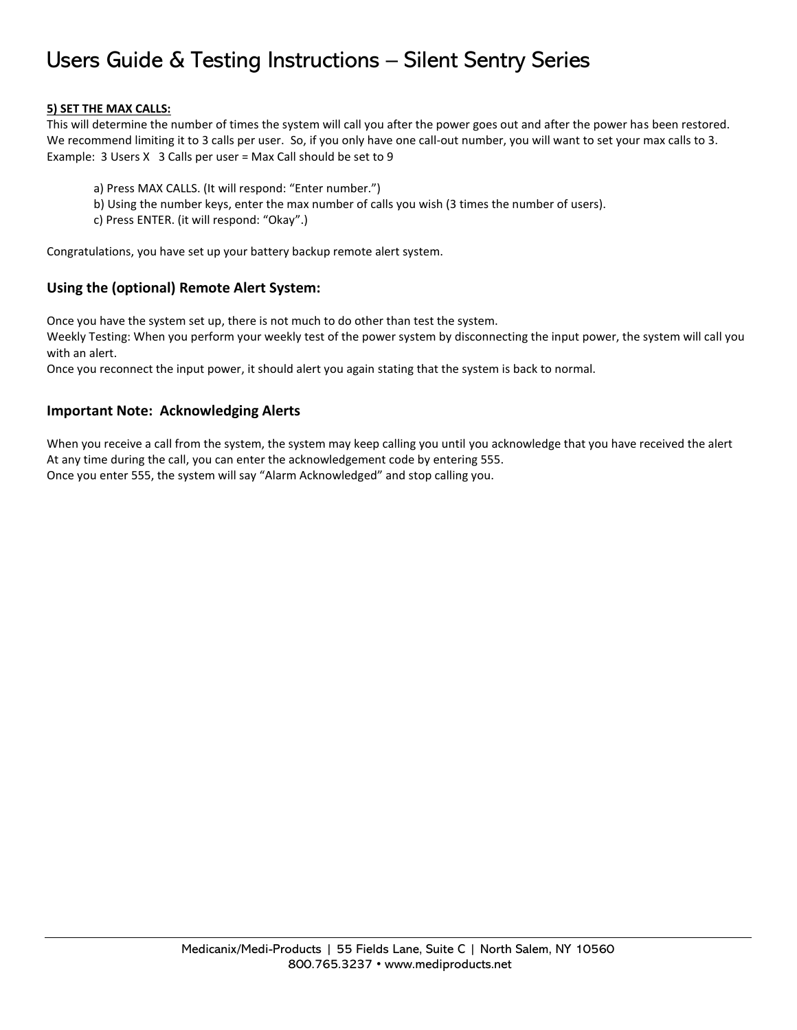**5) SET THE MAX CALLS:**

This will determine the number of times the system will call you after the power goes out and after the power has been restored. We recommend limiting it to 3 calls per user. So, if you only have one call-out number, you will want to set your max calls to 3.
Example: 3 Users X 3 Calls per user = Max Call should be set to 9

a) Press MAX CALLS. (It will respond: "Enter number.")
b) Using the number keys, enter the max number of calls you wish (3 times the number of users).
c) Press ENTER. (it will respond: "Okay".)

Congratulations, you have set up your battery backup remote alert system.

### Using the (optional) Remote Alert System:

Once you have the system set up, there is not much to do other than test the system.
Weekly Testing: When you perform your weekly test of the power system by disconnecting the input power, the system will call you with an alert.
Once you reconnect the input power, it should alert you again stating that the system is back to normal.

### Important Note: Acknowledging Alerts

When you receive a call from the system, the system may keep calling you until you acknowledge that you have received the alert
At any time during the call, you can enter the acknowledgement code by entering 555.
Once you enter 555, the system will say "Alarm Acknowledged" and stop calling you.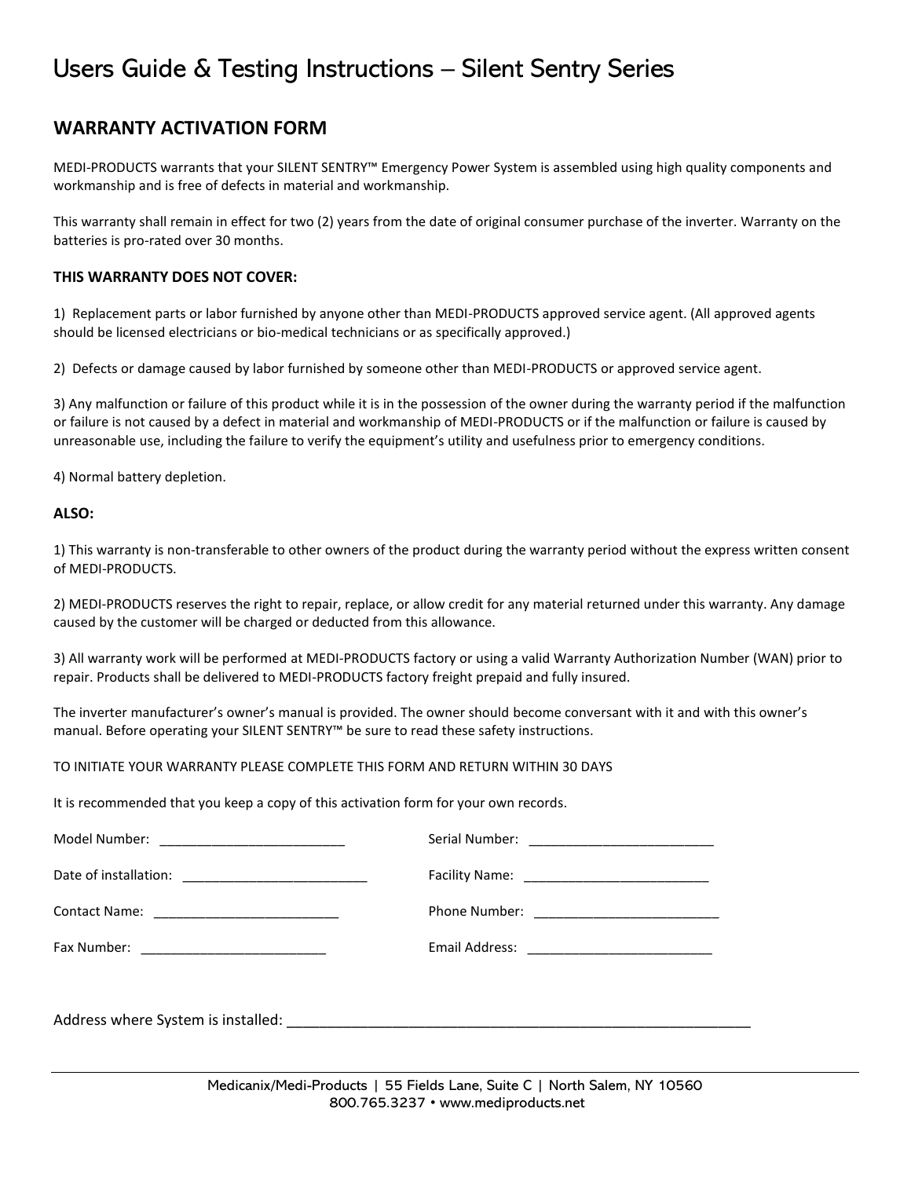# Users Guide & Testing Instructions – Silent Sentry Series

## WARRANTY ACTIVATION FORM

MEDI-PRODUCTS warrants that your SILENT SENTRY™ Emergency Power System is assembled using high quality components and workmanship and is free of defects in material and workmanship.

This warranty shall remain in effect for two (2) years from the date of original consumer purchase of the inverter. Warranty on the batteries is pro-rated over 30 months.

**THIS WARRANTY DOES NOT COVER:**

1) Replacement parts or labor furnished by anyone other than MEDI-PRODUCTS approved service agent. (All approved agents should be licensed electricians or bio-medical technicians or as specifically approved.)

2) Defects or damage caused by labor furnished by someone other than MEDI-PRODUCTS or approved service agent.

3) Any malfunction or failure of this product while it is in the possession of the owner during the warranty period if the malfunction or failure is not caused by a defect in material and workmanship of MEDI-PRODUCTS or if the malfunction or failure is caused by unreasonable use, including the failure to verify the equipment's utility and usefulness prior to emergency conditions.

4) Normal battery depletion.

**ALSO:**

1) This warranty is non-transferable to other owners of the product during the warranty period without the express written consent of MEDI-PRODUCTS.

2) MEDI-PRODUCTS reserves the right to repair, replace, or allow credit for any material returned under this warranty. Any damage caused by the customer will be charged or deducted from this allowance.

3) All warranty work will be performed at MEDI-PRODUCTS factory or using a valid Warranty Authorization Number (WAN) prior to repair. Products shall be delivered to MEDI-PRODUCTS factory freight prepaid and fully insured.

The inverter manufacturer's owner's manual is provided. The owner should become conversant with it and with this owner's manual. Before operating your SILENT SENTRY™ be sure to read these safety instructions.

TO INITIATE YOUR WARRANTY PLEASE COMPLETE THIS FORM AND RETURN WITHIN 30 DAYS

It is recommended that you keep a copy of this activation form for your own records.

Model Number: _________________________

Serial Number: _________________________

Date of installation: _________________________

Facility Name: _________________________

Contact Name: _________________________

Phone Number: _________________________

Fax Number: _________________________

Email Address: _________________________

Address where System is installed: _____________________________________________________________

Medicanix/Medi-Products | 55 Fields Lane, Suite C | North Salem, NY 10560
800.765.3237 • www.mediproducts.net